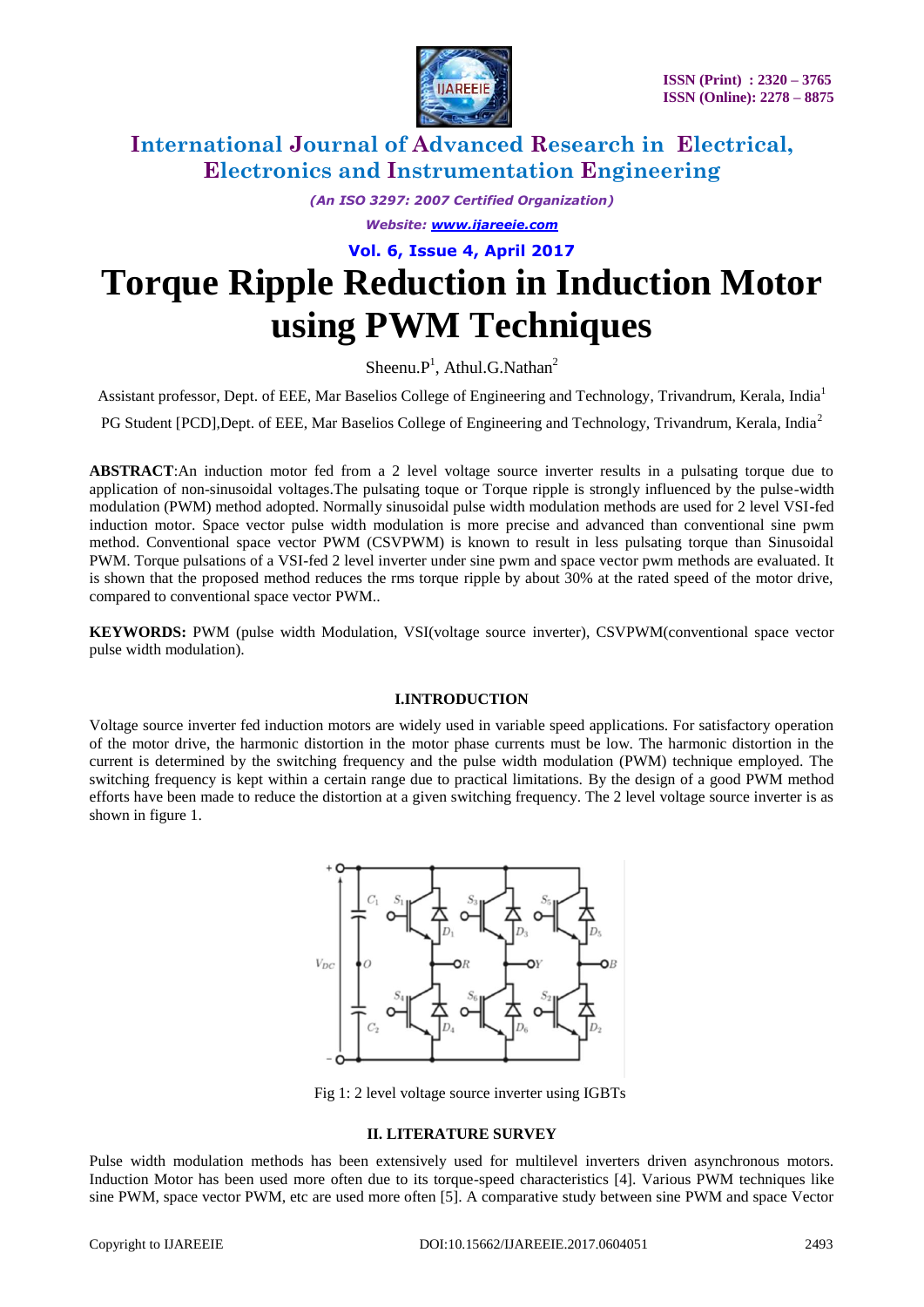# Torque Ripple Reduction in Induction Motor using PWM Techniques

Sheenu.P[1], Athul.G.Nathan[2]

Assistant professor, Dept. of EEE, Mar Baselios College of Engineering and Technology, Trivandrum, Kerala, India[1]

PG Student [PCD],Dept. of EEE, Mar Baselios College of Engineering and Technology, Trivandrum, Kerala, India[2]

**ABSTRACT**:An induction motor fed from a 2 level voltage source inverter results in a pulsating torque due to application of non-sinusoidal voltages.The pulsating toque or Torque ripple is strongly influenced by the pulse-width modulation (PWM) method adopted. Normally sinusoidal pulse width modulation methods are used for 2 level VSI-fed induction motor. Space vector pulse width modulation is more precise and advanced than conventional sine pwm method. Conventional space vector PWM (CSVPWM) is known to result in less pulsating torque than Sinusoidal PWM. Torque pulsations of a VSI-fed 2 level inverter under sine pwm and space vector pwm methods are evaluated. It is shown that the proposed method reduces the rms torque ripple by about 30% at the rated speed of the motor drive, compared to conventional space vector PWM..

**KEYWORDS:** PWM (pulse width Modulation, VSI(voltage source inverter), CSVPWM(conventional space vector pulse width modulation).

## I.INTRODUCTION

Voltage source inverter fed induction motors are widely used in variable speed applications. For satisfactory operation of the motor drive, the harmonic distortion in the motor phase currents must be low. The harmonic distortion in the current is determined by the switching frequency and the pulse width modulation (PWM) technique employed. The switching frequency is kept within a certain range due to practical limitations. By the design of a good PWM method efforts have been made to reduce the distortion at a given switching frequency. The 2 level voltage source inverter is as shown in figure 1.

Fig 1: 2 level voltage source inverter using IGBTs

## II. LITERATURE SURVEY

Pulse width modulation methods has been extensively used for multilevel inverters driven asynchronous motors. Induction Motor has been used more often due to its torque-speed characteristics [4]. Various PWM techniques like sine PWM, space vector PWM, etc are used more often [5]. A comparative study between sine PWM and space Vector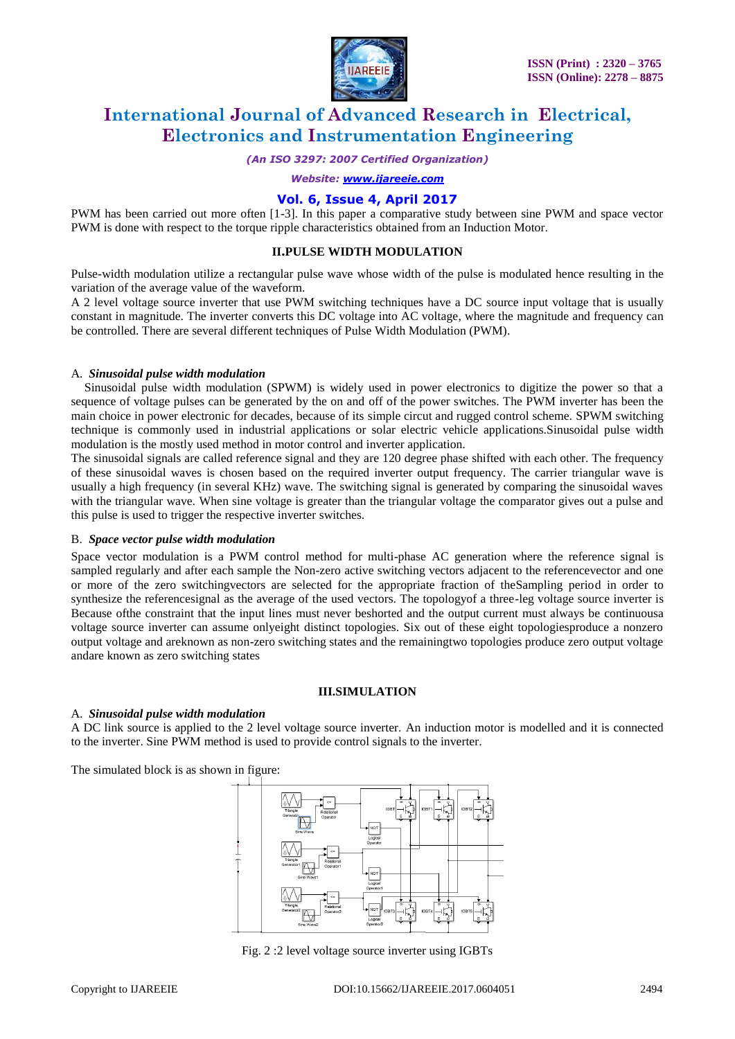PWM has been carried out more often [1-3]. In this paper a comparative study between sine PWM and space vector PWM is done with respect to the torque ripple characteristics obtained from an Induction Motor.

## II.PULSE WIDTH MODULATION

Pulse-width modulation utilize a rectangular pulse wave whose width of the pulse is modulated hence resulting in the variation of the average value of the waveform.

A 2 level voltage source inverter that use PWM switching techniques have a DC source input voltage that is usually constant in magnitude. The inverter converts this DC voltage into AC voltage, where the magnitude and frequency can be controlled. There are several different techniques of Pulse Width Modulation (PWM).

### A. *Sinusoidal pulse width modulation*

Sinusoidal pulse width modulation (SPWM) is widely used in power electronics to digitize the power so that a sequence of voltage pulses can be generated by the on and off of the power switches. The PWM inverter has been the main choice in power electronic for decades, because of its simple circut and rugged control scheme. SPWM switching technique is commonly used in industrial applications or solar electric vehicle applications.Sinusoidal pulse width modulation is the mostly used method in motor control and inverter application.

The sinusoidal signals are called reference signal and they are 120 degree phase shifted with each other. The frequency of these sinusoidal waves is chosen based on the required inverter output frequency. The carrier triangular wave is usually a high frequency (in several KHz) wave. The switching signal is generated by comparing the sinusoidal waves with the triangular wave. When sine voltage is greater than the triangular voltage the comparator gives out a pulse and this pulse is used to trigger the respective inverter switches.

### B. *Space vector pulse width modulation*

Space vector modulation is a PWM control method for multi-phase AC generation where the reference signal is sampled regularly and after each sample the Non-zero active switching vectors adjacent to the referencevector and one or more of the zero switchingvectors are selected for the appropriate fraction of theSampling period in order to synthesize the referencesignal as the average of the used vectors. The topologyof a three-leg voltage source inverter is Because ofthe constraint that the input lines must never beshorted and the output current must always be continuousa voltage source inverter can assume onlyeight distinct topologies. Six out of these eight topologiesproduce a nonzero output voltage and areknown as non-zero switching states and the remainingtwo topologies produce zero output voltage andare known as zero switching states

## III.SIMULATION

### A. *Sinusoidal pulse width modulation*

A DC link source is applied to the 2 level voltage source inverter. An induction motor is modelled and it is connected to the inverter. Sine PWM method is used to provide control signals to the inverter.

The simulated block is as shown in figure:

Fig. 2 :2 level voltage source inverter using IGBTs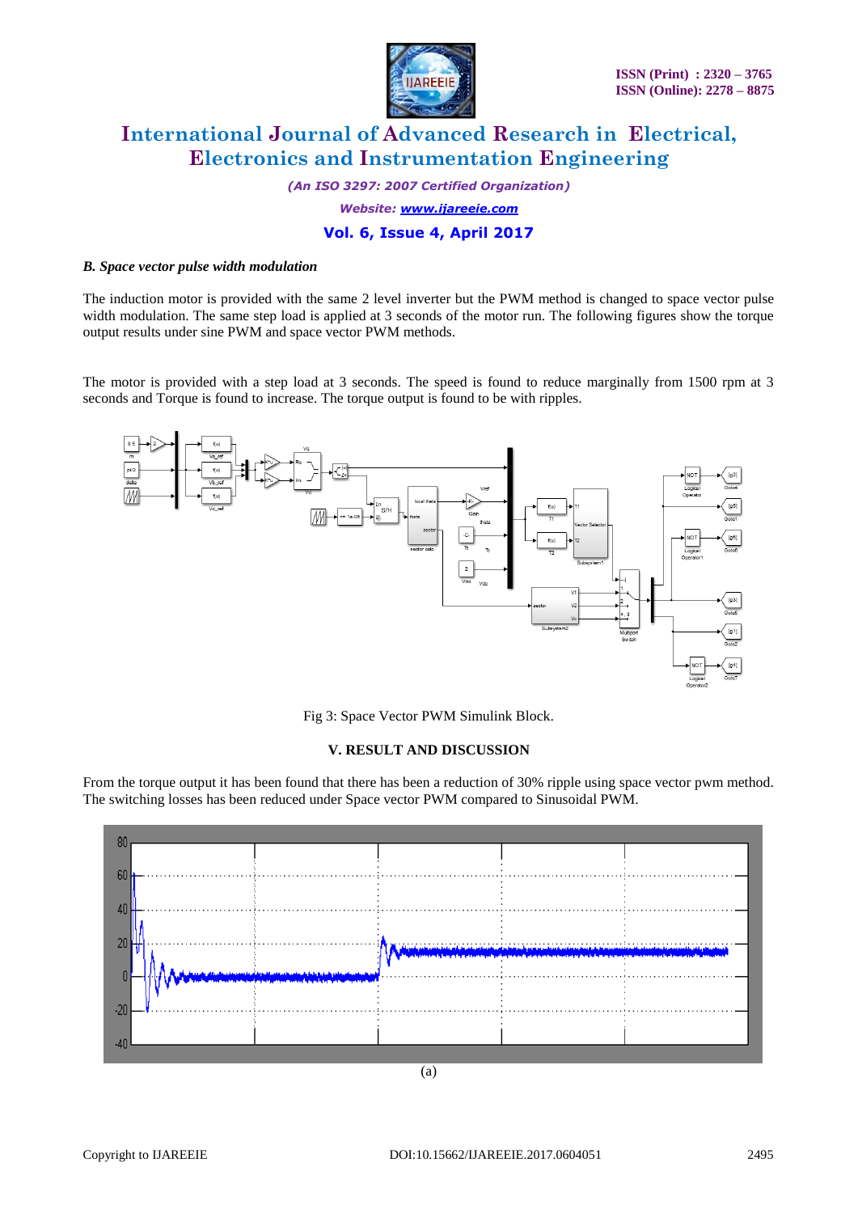### *B. Space vector pulse width modulation*

The induction motor is provided with the same 2 level inverter but the PWM method is changed to space vector pulse width modulation. The same step load is applied at 3 seconds of the motor run. The following figures show the torque output results under sine PWM and space vector PWM methods.

The motor is provided with a step load at 3 seconds. The speed is found to reduce marginally from 1500 rpm at 3 seconds and Torque is found to increase. The torque output is found to be with ripples.

Fig 3: Space Vector PWM Simulink Block.

## V. RESULT AND DISCUSSION

From the torque output it has been found that there has been a reduction of 30% ripple using space vector pwm method. The switching losses has been reduced under Space vector PWM compared to Sinusoidal PWM.

(a)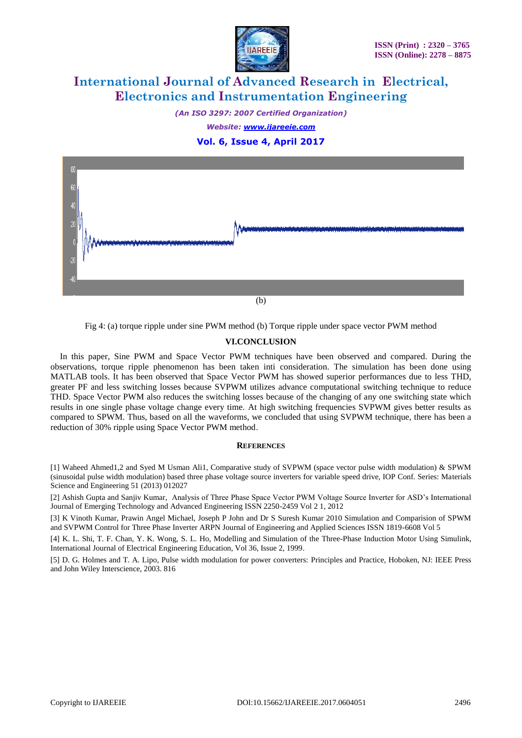80

60

40

20

0

-20

-40

(b)

Fig 4: (a) torque ripple under sine PWM method (b) Torque ripple under space vector PWM method

## VI.CONCLUSION

In this paper, Sine PWM and Space Vector PWM techniques have been observed and compared. During the observations, torque ripple phenomenon has been taken inti consideration. The simulation has been done using MATLAB tools. It has been observed that Space Vector PWM has showed superior performances due to less THD, greater PF and less switching losses because SVPWM utilizes advance computational switching technique to reduce THD. Space Vector PWM also reduces the switching losses because of the changing of any one switching state which results in one single phase voltage change every time. At high switching frequencies SVPWM gives better results as compared to SPWM. Thus, based on all the waveforms, we concluded that using SVPWM technique, there has been a reduction of 30% ripple using Space Vector PWM method.

## REFERENCES

[1] Waheed Ahmed1,2 and Syed M Usman Ali1, Comparative study of SVPWM (space vector pulse width modulation) & SPWM (sinusoidal pulse width modulation) based three phase voltage source inverters for variable speed drive, IOP Conf. Series: Materials Science and Engineering 51 (2013) 012027

[2] Ashish Gupta and Sanjiv Kumar, Analysis of Three Phase Space Vector PWM Voltage Source Inverter for ASD's International Journal of Emerging Technology and Advanced Engineering ISSN 2250-2459 Vol 2 1, 2012

[3] K Vinoth Kumar, Prawin Angel Michael, Joseph P John and Dr S Suresh Kumar 2010 Simulation and Comparision of SPWM and SVPWM Control for Three Phase Inverter ARPN Journal of Engineering and Applied Sciences ISSN 1819-6608 Vol 5

[4] K. L. Shi, T. F. Chan, Y. K. Wong, S. L. Ho, Modelling and Simulation of the Three-Phase Induction Motor Using Simulink, International Journal of Electrical Engineering Education, Vol 36, Issue 2, 1999.

[5] D. G. Holmes and T. A. Lipo, Pulse width modulation for power converters: Principles and Practice, Hoboken, NJ: IEEE Press and John Wiley Interscience, 2003. 816